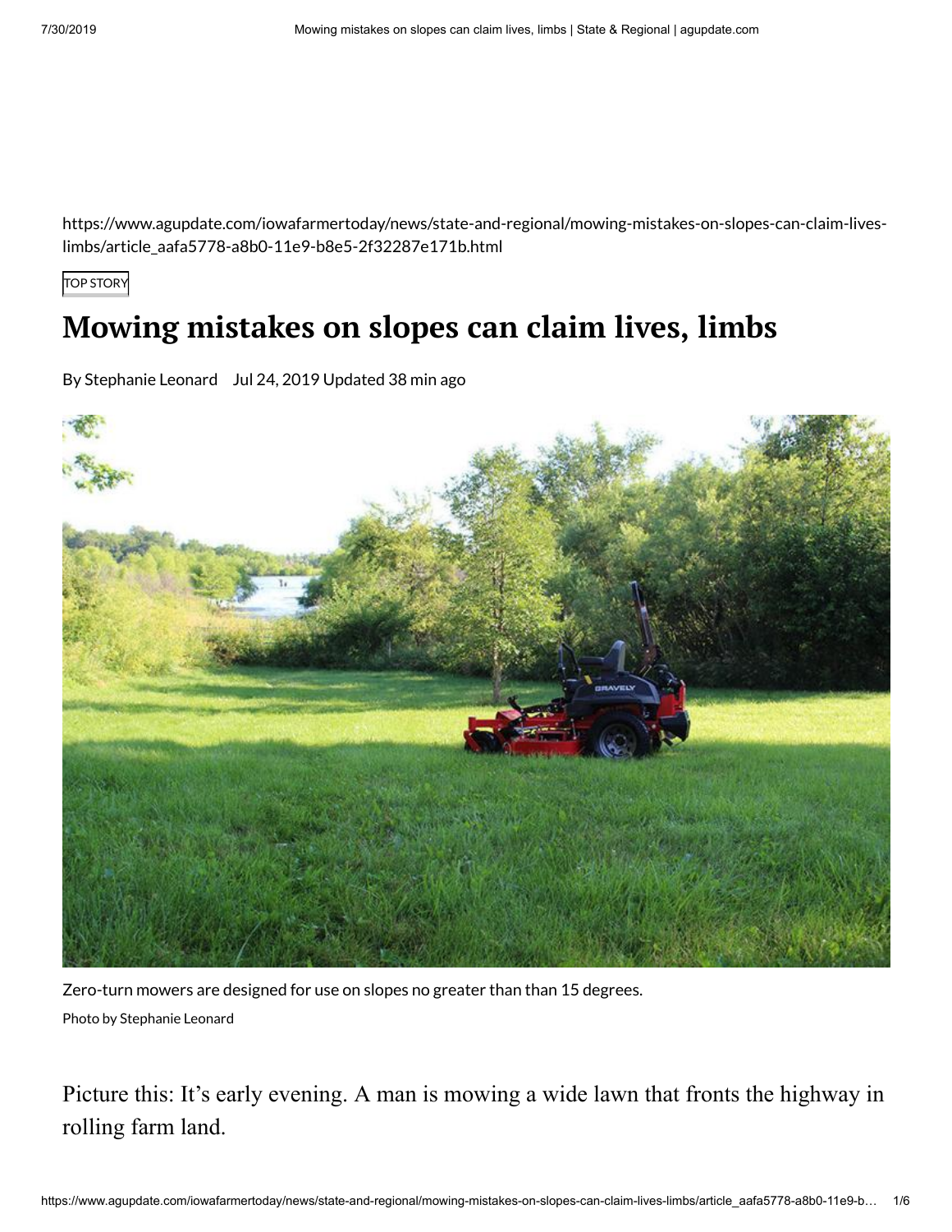https://www.agupdate.com/iowafarmertoday/news/state-and-regional/mowing-mistakes-on-slopes-can-claim-lives-limbs/article_aafa5778-a8b0-11e9-b8e5-2f32287e171b.html

TOP STORY

# Mowing mistakes on slopes can claim lives, limbs

By Stephanie Leonard Jul 24, 2019 Updated 38 min ago

Zero-turn mowers are designed for use on slopes no greater than than 15 degrees.

Photo by Stephanie Leonard

Picture this: It's early evening. A man is mowing a wide lawn that fronts the highway in rolling farm land.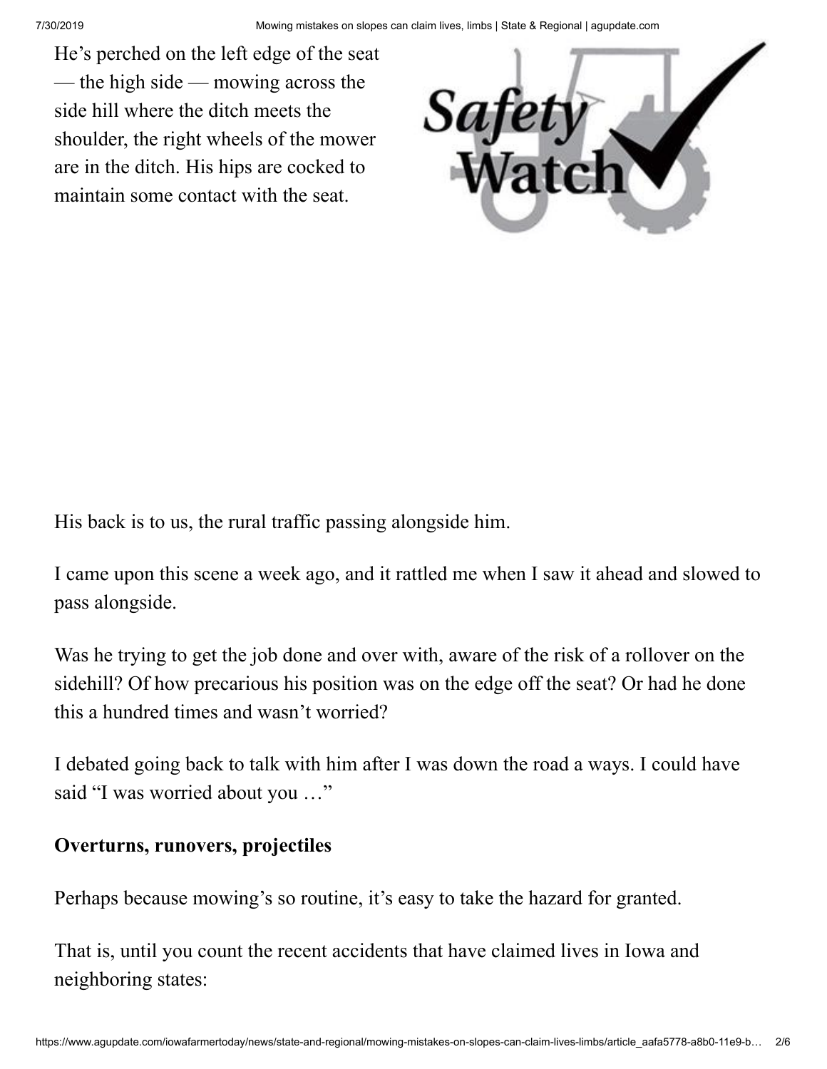He's perched on the left edge of the seat — the high side — mowing across the side hill where the ditch meets the shoulder, the right wheels of the mower are in the ditch. His hips are cocked to maintain some contact with the seat.

His back is to us, the rural traffic passing alongside him.

I came upon this scene a week ago, and it rattled me when I saw it ahead and slowed to pass alongside.

Was he trying to get the job done and over with, aware of the risk of a rollover on the sidehill? Of how precarious his position was on the edge off the seat? Or had he done this a hundred times and wasn't worried?

I debated going back to talk with him after I was down the road a ways. I could have said "I was worried about you …"

**Overturns, runovers, projectiles**

Perhaps because mowing's so routine, it's easy to take the hazard for granted.

That is, until you count the recent accidents that have claimed lives in Iowa and neighboring states: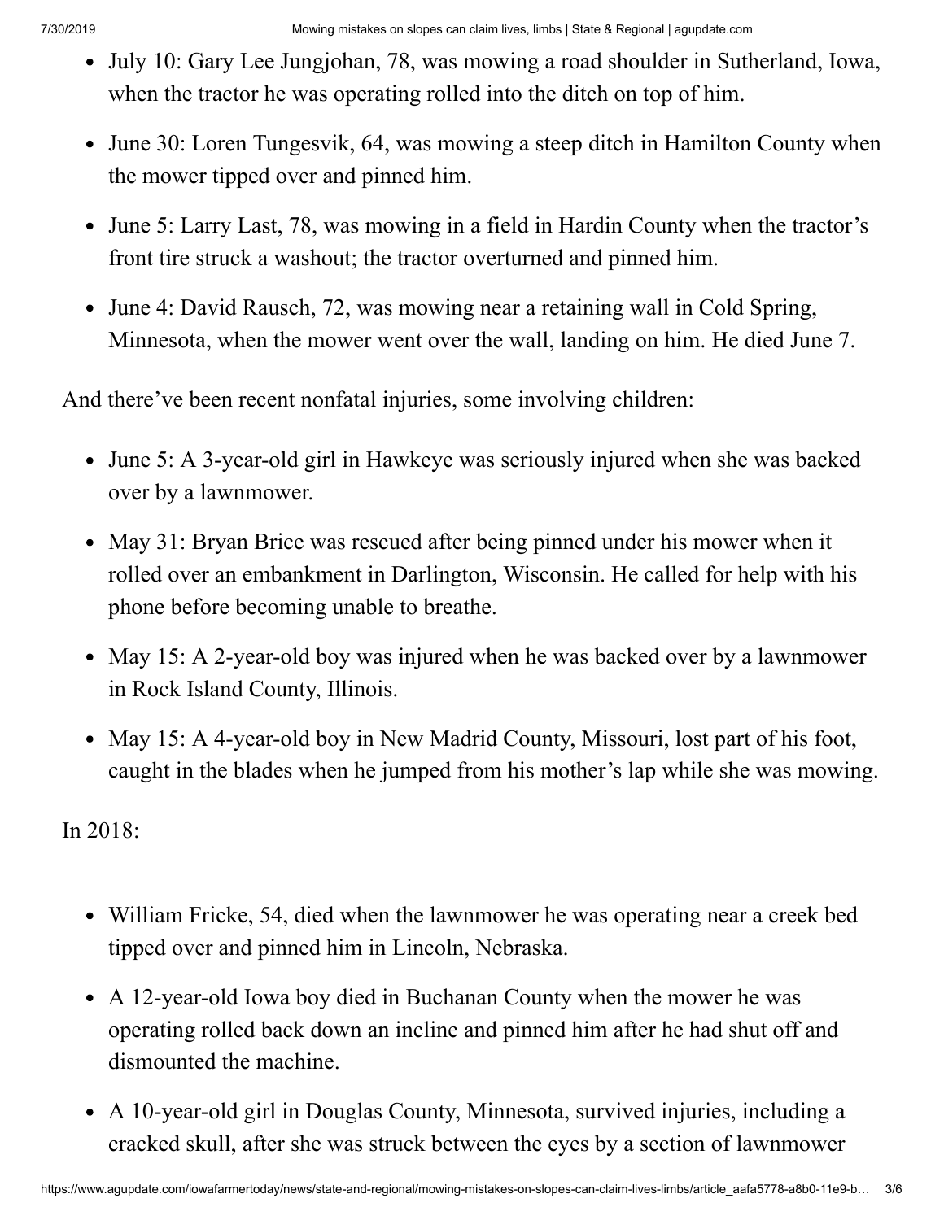- July 10: Gary Lee Jungjohan, 78, was mowing a road shoulder in Sutherland, Iowa, when the tractor he was operating rolled into the ditch on top of him.
- June 30: Loren Tungesvik, 64, was mowing a steep ditch in Hamilton County when the mower tipped over and pinned him.
- June 5: Larry Last, 78, was mowing in a field in Hardin County when the tractor's front tire struck a washout; the tractor overturned and pinned him.
- June 4: David Rausch, 72, was mowing near a retaining wall in Cold Spring, Minnesota, when the mower went over the wall, landing on him. He died June 7.

And there've been recent nonfatal injuries, some involving children:

- June 5: A 3-year-old girl in Hawkeye was seriously injured when she was backed over by a lawnmower.
- May 31: Bryan Brice was rescued after being pinned under his mower when it rolled over an embankment in Darlington, Wisconsin. He called for help with his phone before becoming unable to breathe.
- May 15: A 2-year-old boy was injured when he was backed over by a lawnmower in Rock Island County, Illinois.
- May 15: A 4-year-old boy in New Madrid County, Missouri, lost part of his foot, caught in the blades when he jumped from his mother's lap while she was mowing.

In 2018:

- William Fricke, 54, died when the lawnmower he was operating near a creek bed tipped over and pinned him in Lincoln, Nebraska.
- A 12-year-old Iowa boy died in Buchanan County when the mower he was operating rolled back down an incline and pinned him after he had shut off and dismounted the machine.
- A 10-year-old girl in Douglas County, Minnesota, survived injuries, including a cracked skull, after she was struck between the eyes by a section of lawnmower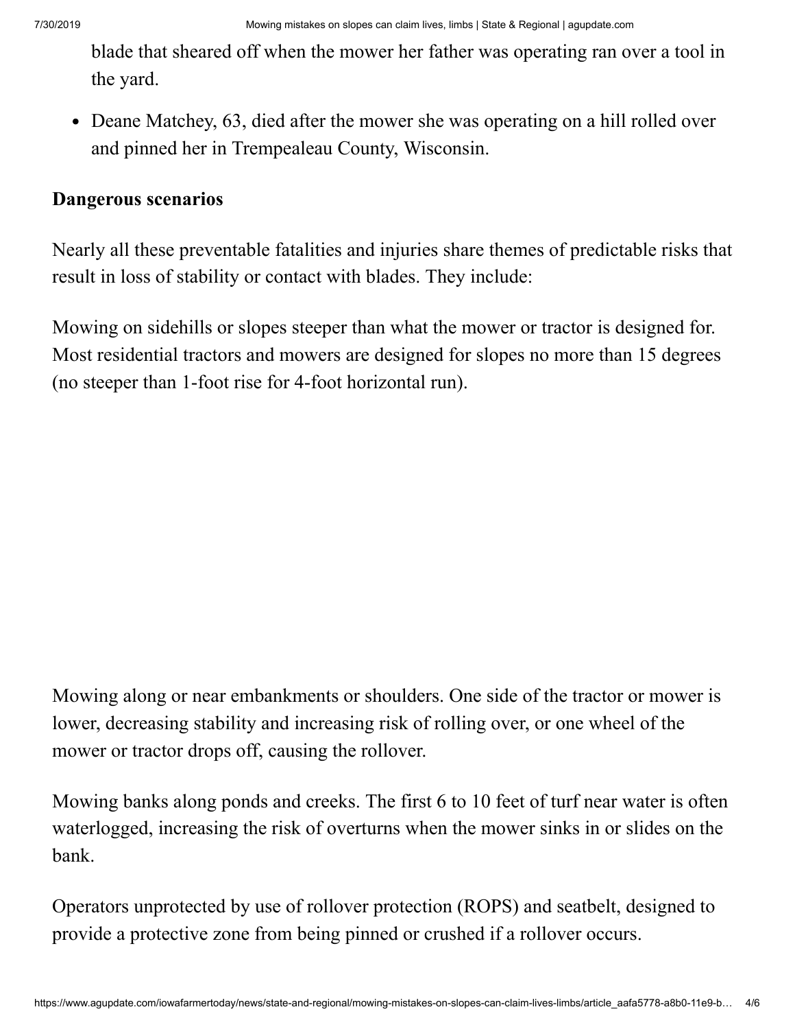blade that sheared off when the mower her father was operating ran over a tool in the yard.

- Deane Matchey, 63, died after the mower she was operating on a hill rolled over and pinned her in Trempealeau County, Wisconsin.

### Dangerous scenarios

Nearly all these preventable fatalities and injuries share themes of predictable risks that result in loss of stability or contact with blades. They include:

Mowing on sidehills or slopes steeper than what the mower or tractor is designed for. Most residential tractors and mowers are designed for slopes no more than 15 degrees (no steeper than 1-foot rise for 4-foot horizontal run).

Mowing along or near embankments or shoulders. One side of the tractor or mower is lower, decreasing stability and increasing risk of rolling over, or one wheel of the mower or tractor drops off, causing the rollover.

Mowing banks along ponds and creeks. The first 6 to 10 feet of turf near water is often waterlogged, increasing the risk of overturns when the mower sinks in or slides on the bank.

Operators unprotected by use of rollover protection (ROPS) and seatbelt, designed to provide a protective zone from being pinned or crushed if a rollover occurs.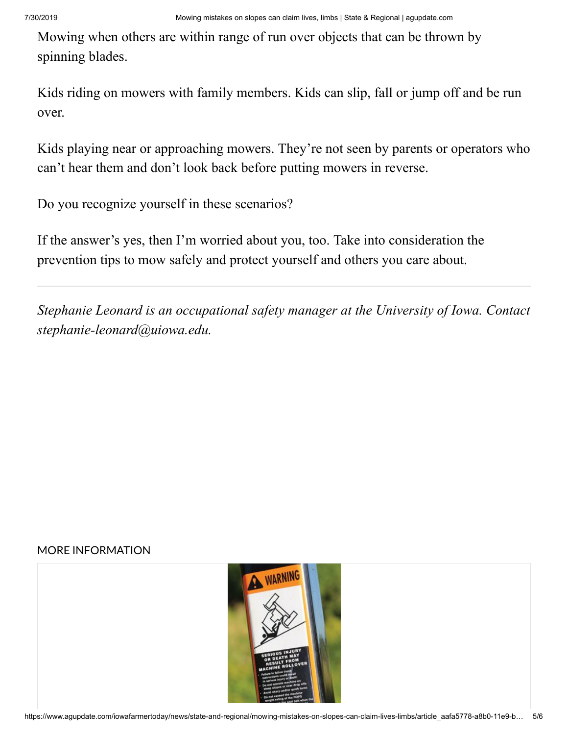Mowing when others are within range of run over objects that can be thrown by spinning blades.

Kids riding on mowers with family members. Kids can slip, fall or jump off and be run over.

Kids playing near or approaching mowers. They're not seen by parents or operators who can't hear them and don't look back before putting mowers in reverse.

Do you recognize yourself in these scenarios?

If the answer's yes, then I'm worried about you, too. Take into consideration the prevention tips to mow safely and protect yourself and others you care about.

---

*Stephanie Leonard is an occupational safety manager at the University of Iowa. Contact stephanie-leonard@uiowa.edu.*

## MORE INFORMATION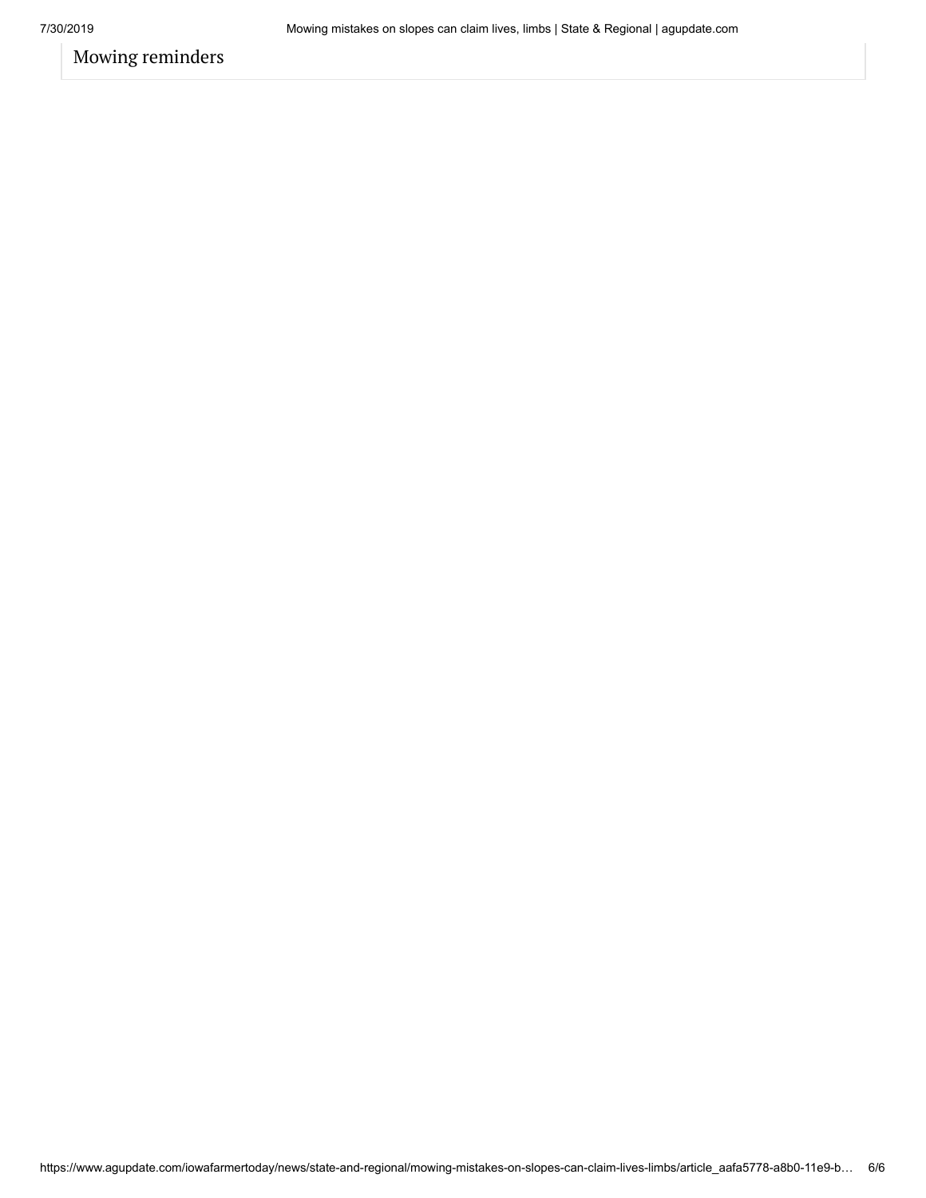Mowing reminders